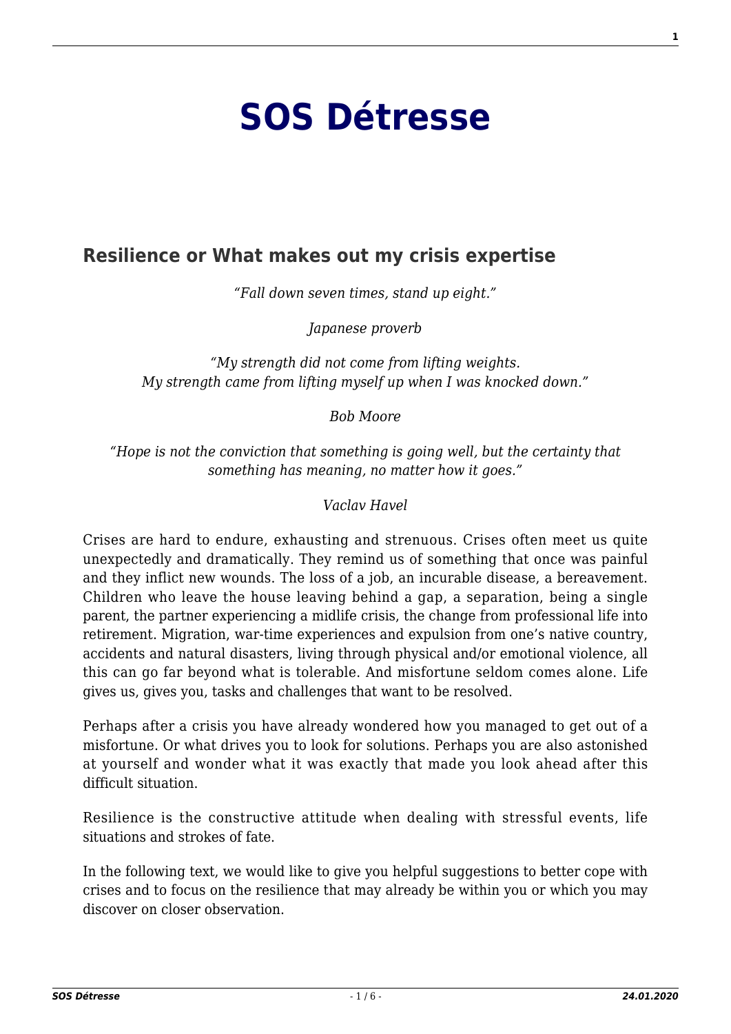# SOS Détresse

## Resilience or What makes out my crisis expertise

*"Fall down seven times, stand up eight."*

*Japanese proverb*

*"My strength did not come from lifting weights.*
*My strength came from lifting myself up when I was knocked down."*

*Bob Moore*

*"Hope is not the conviction that something is going well, but the certainty that something has meaning, no matter how it goes."*

*Vaclav Havel*

Crises are hard to endure, exhausting and strenuous. Crises often meet us quite unexpectedly and dramatically. They remind us of something that once was painful and they inflict new wounds. The loss of a job, an incurable disease, a bereavement. Children who leave the house leaving behind a gap, a separation, being a single parent, the partner experiencing a midlife crisis, the change from professional life into retirement. Migration, war-time experiences and expulsion from one's native country, accidents and natural disasters, living through physical and/or emotional violence, all this can go far beyond what is tolerable. And misfortune seldom comes alone. Life gives us, gives you, tasks and challenges that want to be resolved.

Perhaps after a crisis you have already wondered how you managed to get out of a misfortune. Or what drives you to look for solutions. Perhaps you are also astonished at yourself and wonder what it was exactly that made you look ahead after this difficult situation.

Resilience is the constructive attitude when dealing with stressful events, life situations and strokes of fate.

In the following text, we would like to give you helpful suggestions to better cope with crises and to focus on the resilience that may already be within you or which you may discover on closer observation.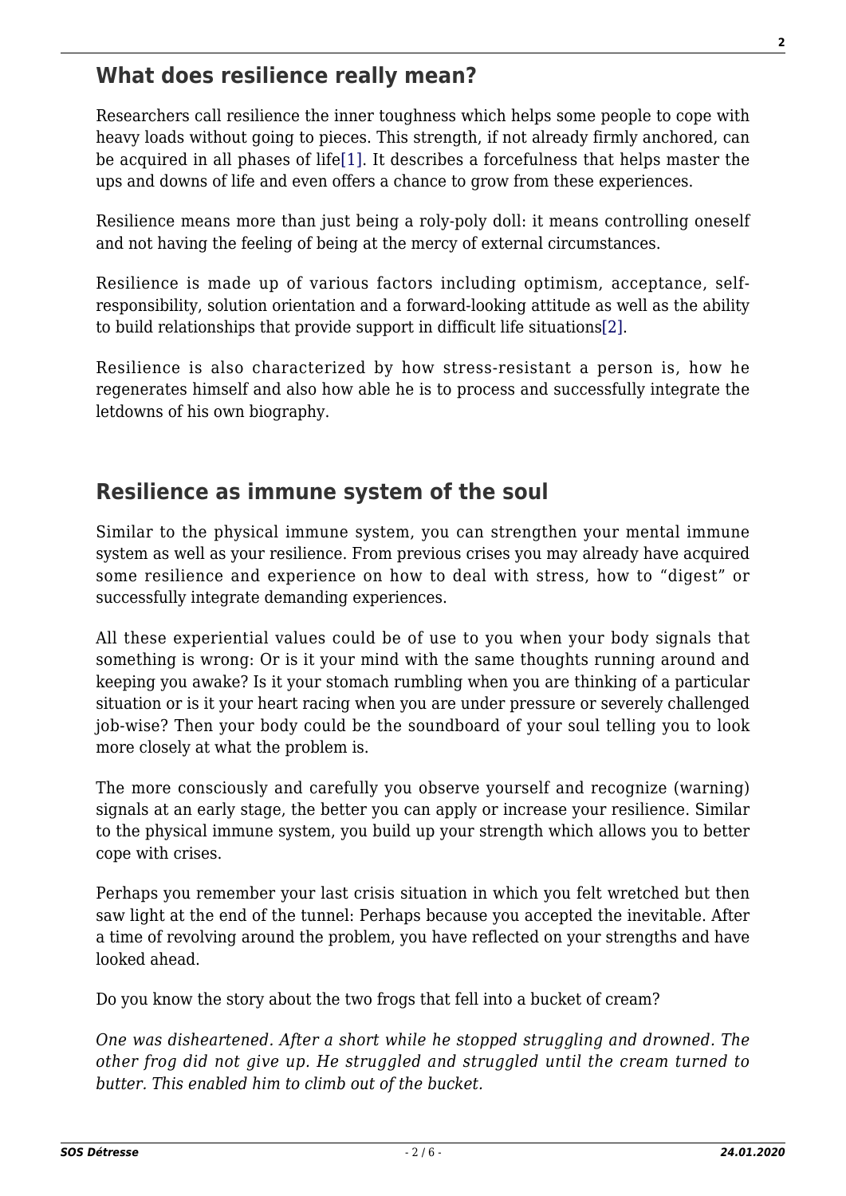## What does resilience really mean?

Researchers call resilience the inner toughness which helps some people to cope with heavy loads without going to pieces. This strength, if not already firmly anchored, can be acquired in all phases of life[1]. It describes a forcefulness that helps master the ups and downs of life and even offers a chance to grow from these experiences.

Resilience means more than just being a roly-poly doll: it means controlling oneself and not having the feeling of being at the mercy of external circumstances.

Resilience is made up of various factors including optimism, acceptance, self-responsibility, solution orientation and a forward-looking attitude as well as the ability to build relationships that provide support in difficult life situations[2].

Resilience is also characterized by how stress-resistant a person is, how he regenerates himself and also how able he is to process and successfully integrate the letdowns of his own biography.

## Resilience as immune system of the soul

Similar to the physical immune system, you can strengthen your mental immune system as well as your resilience. From previous crises you may already have acquired some resilience and experience on how to deal with stress, how to "digest" or successfully integrate demanding experiences.

All these experiential values could be of use to you when your body signals that something is wrong: Or is it your mind with the same thoughts running around and keeping you awake? Is it your stomach rumbling when you are thinking of a particular situation or is it your heart racing when you are under pressure or severely challenged job-wise? Then your body could be the soundboard of your soul telling you to look more closely at what the problem is.

The more consciously and carefully you observe yourself and recognize (warning) signals at an early stage, the better you can apply or increase your resilience. Similar to the physical immune system, you build up your strength which allows you to better cope with crises.

Perhaps you remember your last crisis situation in which you felt wretched but then saw light at the end of the tunnel: Perhaps because you accepted the inevitable. After a time of revolving around the problem, you have reflected on your strengths and have looked ahead.

Do you know the story about the two frogs that fell into a bucket of cream?

*One was disheartened. After a short while he stopped struggling and drowned. The other frog did not give up. He struggled and struggled until the cream turned to butter. This enabled him to climb out of the bucket.*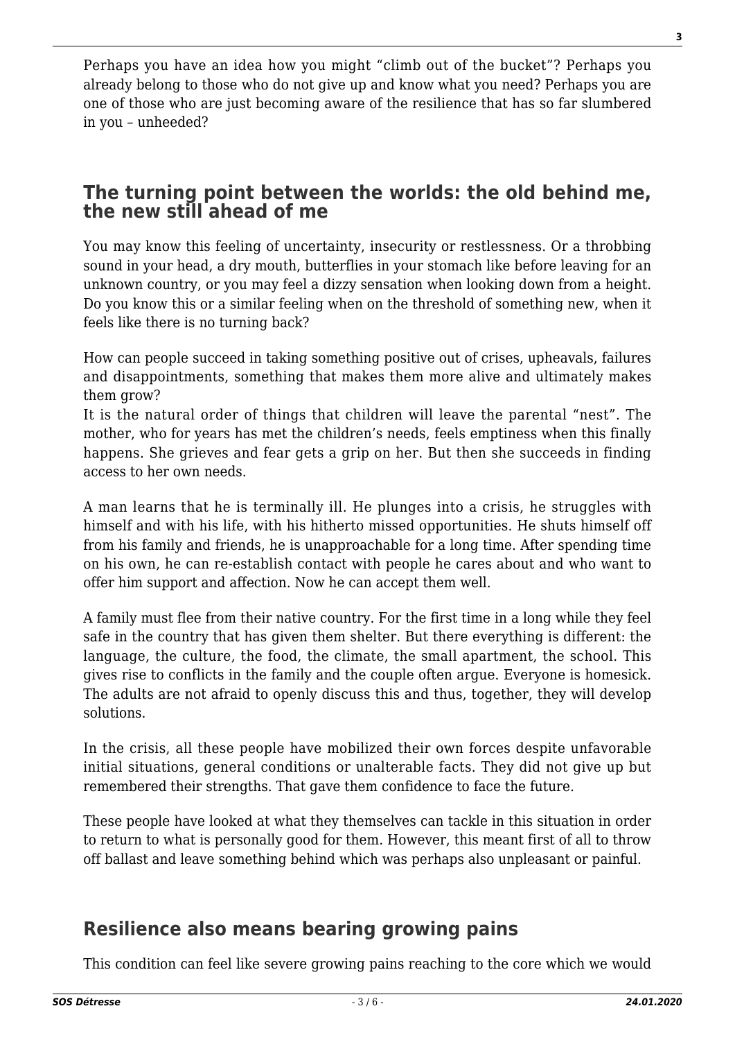Perhaps you have an idea how you might “climb out of the bucket”? Perhaps you already belong to those who do not give up and know what you need? Perhaps you are one of those who are just becoming aware of the resilience that has so far slumbered in you – unheeded?

## The turning point between the worlds: the old behind me, the new still ahead of me

You may know this feeling of uncertainty, insecurity or restlessness. Or a throbbing sound in your head, a dry mouth, butterflies in your stomach like before leaving for an unknown country, or you may feel a dizzy sensation when looking down from a height. Do you know this or a similar feeling when on the threshold of something new, when it feels like there is no turning back?

How can people succeed in taking something positive out of crises, upheavals, failures and disappointments, something that makes them more alive and ultimately makes them grow?
It is the natural order of things that children will leave the parental “nest”. The mother, who for years has met the children’s needs, feels emptiness when this finally happens. She grieves and fear gets a grip on her. But then she succeeds in finding access to her own needs.

A man learns that he is terminally ill. He plunges into a crisis, he struggles with himself and with his life, with his hitherto missed opportunities. He shuts himself off from his family and friends, he is unapproachable for a long time. After spending time on his own, he can re-establish contact with people he cares about and who want to offer him support and affection. Now he can accept them well.

A family must flee from their native country. For the first time in a long while they feel safe in the country that has given them shelter. But there everything is different: the language, the culture, the food, the climate, the small apartment, the school. This gives rise to conflicts in the family and the couple often argue. Everyone is homesick. The adults are not afraid to openly discuss this and thus, together, they will develop solutions.

In the crisis, all these people have mobilized their own forces despite unfavorable initial situations, general conditions or unalterable facts. They did not give up but remembered their strengths. That gave them confidence to face the future.

These people have looked at what they themselves can tackle in this situation in order to return to what is personally good for them. However, this meant first of all to throw off ballast and leave something behind which was perhaps also unpleasant or painful.

## Resilience also means bearing growing pains

This condition can feel like severe growing pains reaching to the core which we would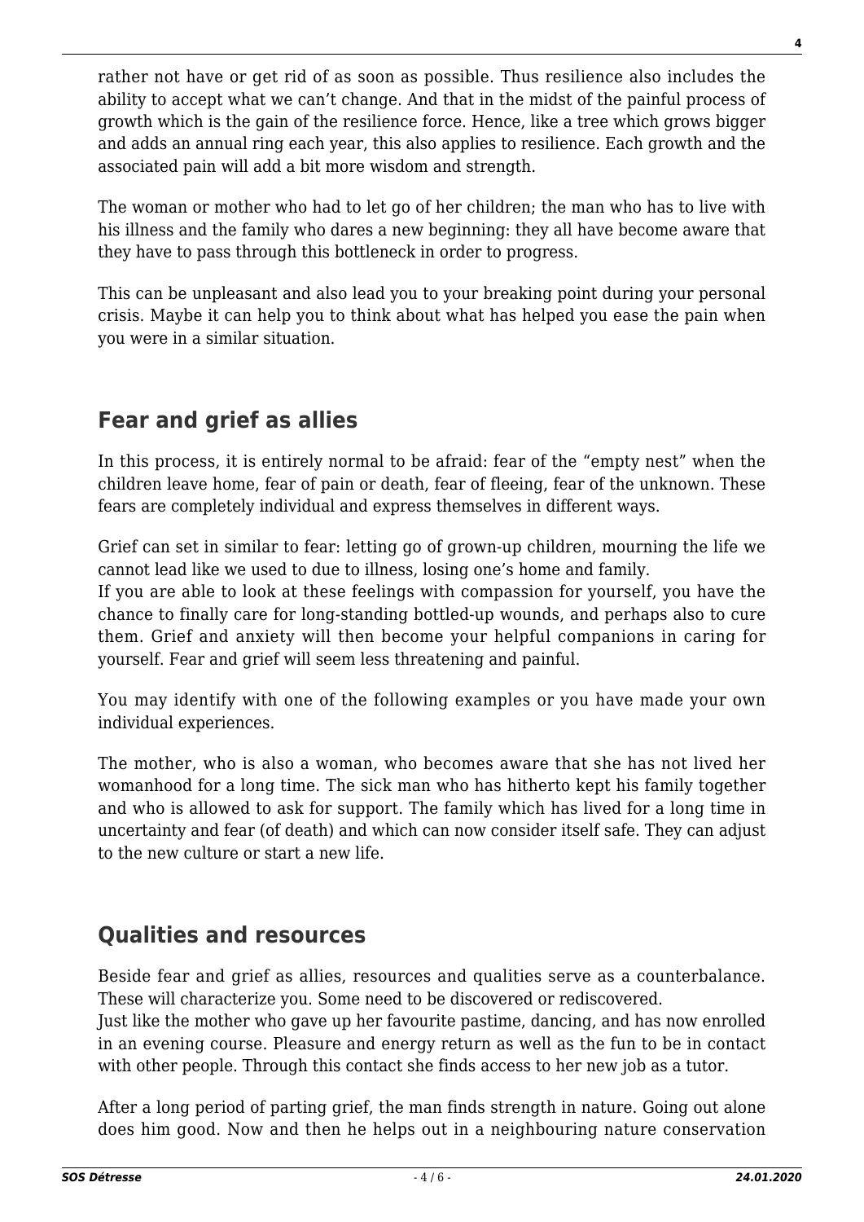rather not have or get rid of as soon as possible. Thus resilience also includes the ability to accept what we can't change. And that in the midst of the painful process of growth which is the gain of the resilience force. Hence, like a tree which grows bigger and adds an annual ring each year, this also applies to resilience. Each growth and the associated pain will add a bit more wisdom and strength.

The woman or mother who had to let go of her children; the man who has to live with his illness and the family who dares a new beginning: they all have become aware that they have to pass through this bottleneck in order to progress.

This can be unpleasant and also lead you to your breaking point during your personal crisis. Maybe it can help you to think about what has helped you ease the pain when you were in a similar situation.

## Fear and grief as allies

In this process, it is entirely normal to be afraid: fear of the "empty nest" when the children leave home, fear of pain or death, fear of fleeing, fear of the unknown. These fears are completely individual and express themselves in different ways.

Grief can set in similar to fear: letting go of grown-up children, mourning the life we cannot lead like we used to due to illness, losing one's home and family.
If you are able to look at these feelings with compassion for yourself, you have the chance to finally care for long-standing bottled-up wounds, and perhaps also to cure them. Grief and anxiety will then become your helpful companions in caring for yourself. Fear and grief will seem less threatening and painful.

You may identify with one of the following examples or you have made your own individual experiences.

The mother, who is also a woman, who becomes aware that she has not lived her womanhood for a long time. The sick man who has hitherto kept his family together and who is allowed to ask for support. The family which has lived for a long time in uncertainty and fear (of death) and which can now consider itself safe. They can adjust to the new culture or start a new life.

## Qualities and resources

Beside fear and grief as allies, resources and qualities serve as a counterbalance. These will characterize you. Some need to be discovered or rediscovered.
Just like the mother who gave up her favourite pastime, dancing, and has now enrolled in an evening course. Pleasure and energy return as well as the fun to be in contact with other people. Through this contact she finds access to her new job as a tutor.

After a long period of parting grief, the man finds strength in nature. Going out alone does him good. Now and then he helps out in a neighbouring nature conservation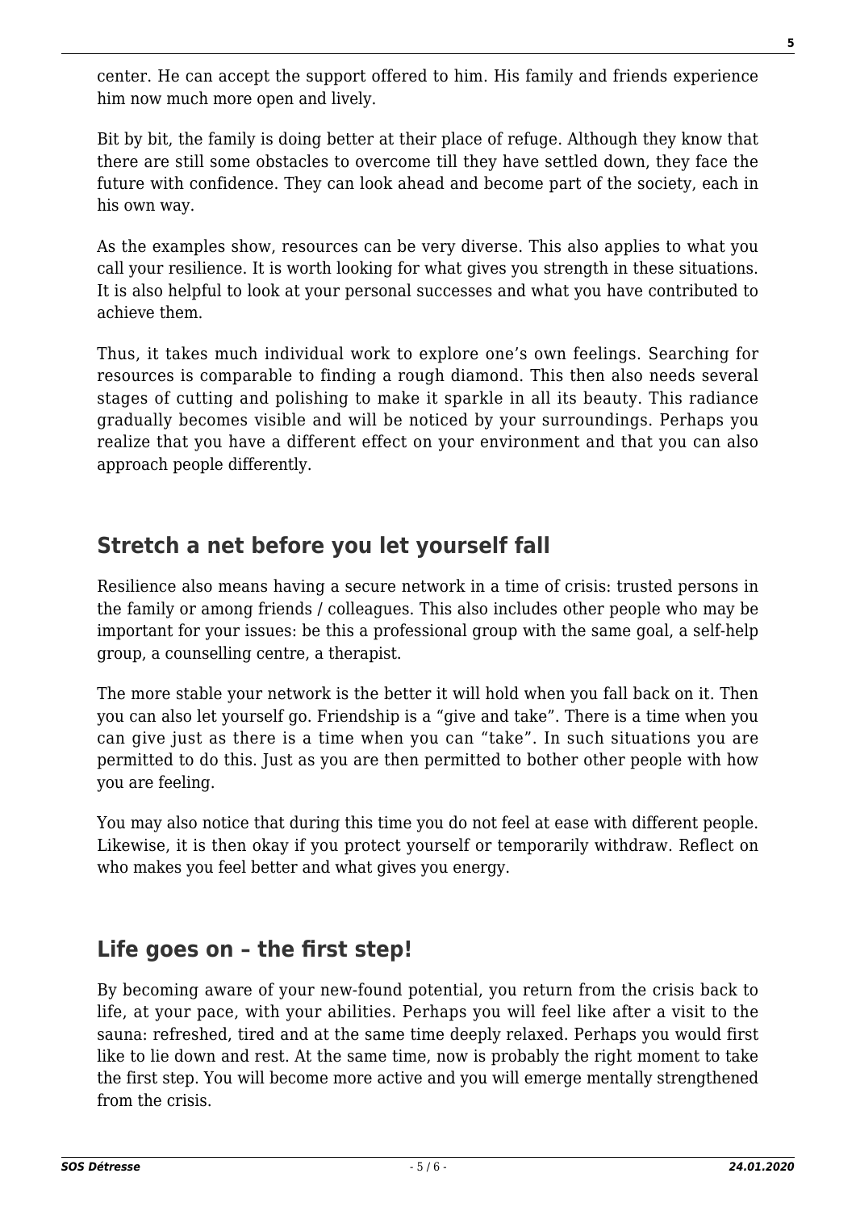center. He can accept the support offered to him. His family and friends experience him now much more open and lively.

Bit by bit, the family is doing better at their place of refuge. Although they know that there are still some obstacles to overcome till they have settled down, they face the future with confidence. They can look ahead and become part of the society, each in his own way.

As the examples show, resources can be very diverse. This also applies to what you call your resilience. It is worth looking for what gives you strength in these situations. It is also helpful to look at your personal successes and what you have contributed to achieve them.

Thus, it takes much individual work to explore one's own feelings. Searching for resources is comparable to finding a rough diamond. This then also needs several stages of cutting and polishing to make it sparkle in all its beauty. This radiance gradually becomes visible and will be noticed by your surroundings. Perhaps you realize that you have a different effect on your environment and that you can also approach people differently.

## Stretch a net before you let yourself fall

Resilience also means having a secure network in a time of crisis: trusted persons in the family or among friends / colleagues. This also includes other people who may be important for your issues: be this a professional group with the same goal, a self-help group, a counselling centre, a therapist.

The more stable your network is the better it will hold when you fall back on it. Then you can also let yourself go. Friendship is a "give and take". There is a time when you can give just as there is a time when you can "take". In such situations you are permitted to do this. Just as you are then permitted to bother other people with how you are feeling.

You may also notice that during this time you do not feel at ease with different people. Likewise, it is then okay if you protect yourself or temporarily withdraw. Reflect on who makes you feel better and what gives you energy.

## Life goes on – the first step!

By becoming aware of your new-found potential, you return from the crisis back to life, at your pace, with your abilities. Perhaps you will feel like after a visit to the sauna: refreshed, tired and at the same time deeply relaxed. Perhaps you would first like to lie down and rest. At the same time, now is probably the right moment to take the first step. You will become more active and you will emerge mentally strengthened from the crisis.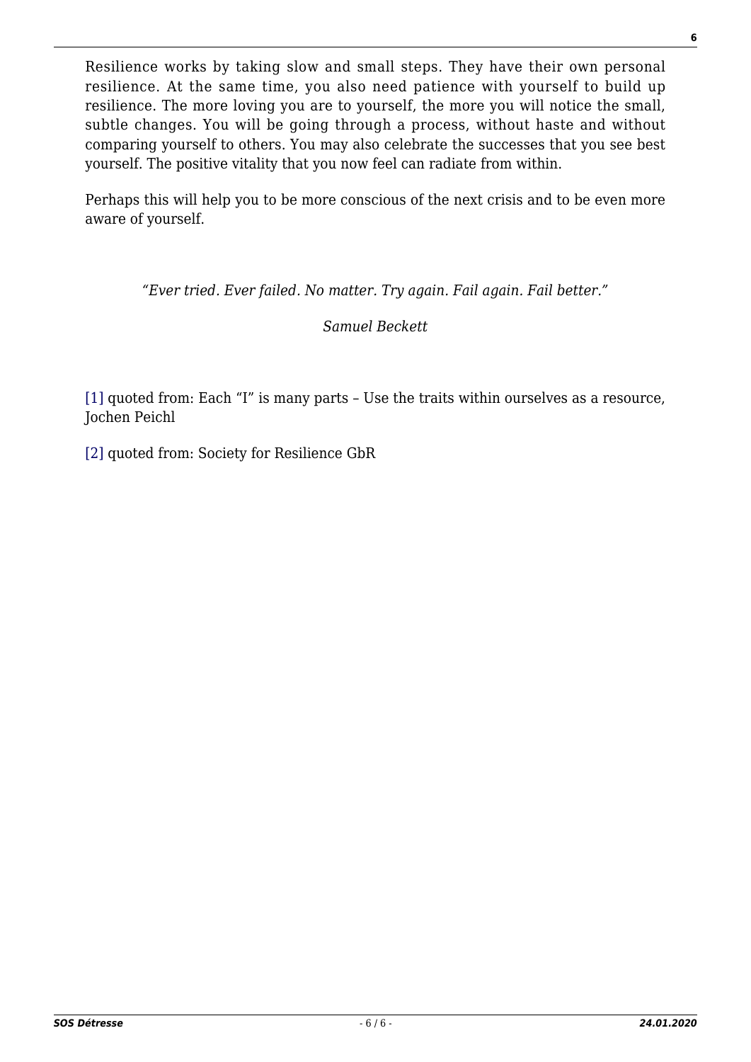Resilience works by taking slow and small steps. They have their own personal resilience. At the same time, you also need patience with yourself to build up resilience. The more loving you are to yourself, the more you will notice the small, subtle changes. You will be going through a process, without haste and without comparing yourself to others. You may also celebrate the successes that you see best yourself. The positive vitality that you now feel can radiate from within.

Perhaps this will help you to be more conscious of the next crisis and to be even more aware of yourself.

*"Ever tried. Ever failed. No matter. Try again. Fail again. Fail better."*

*Samuel Beckett*

[1] quoted from: Each "I" is many parts – Use the traits within ourselves as a resource, Jochen Peichl

[2] quoted from: Society for Resilience GbR